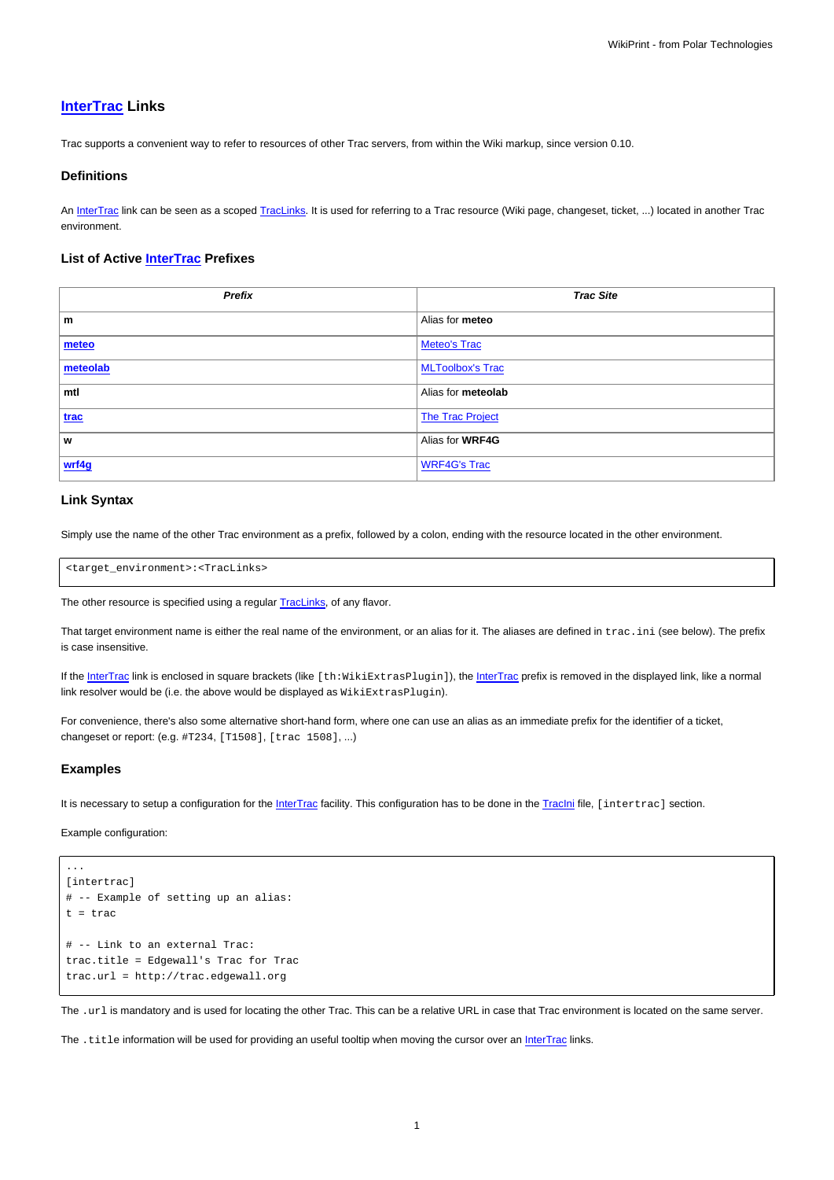# InterTrac Links

Trac supports a convenient way to refer to resources of other Trac servers, from within the Wiki markup, since version 0.10.

## Definitions

An InterTrac link can be seen as a scoped TracLinks. It is used for referring to a Trac resource (Wiki page, changeset, ticket, ...) located in another Trac environment.

## List of Active InterTrac Prefixes

| *Prefix* | *Trac Site* |
|---|---|
| **m** | Alias for **meteo** |
| **meteo** | Meteo's Trac |
| **meteolab** | MLToolbox's Trac |
| **mtl** | Alias for **meteolab** |
| **trac** | The Trac Project |
| **w** | Alias for **WRF4G** |
| **wrf4g** | WRF4G's Trac |

## Link Syntax

Simply use the name of the other Trac environment as a prefix, followed by a colon, ending with the resource located in the other environment.

```
<target_environment>:<TracLinks>
```

The other resource is specified using a regular TracLinks, of any flavor.

That target environment name is either the real name of the environment, or an alias for it. The aliases are defined in `trac.ini` (see below). The prefix is case insensitive.

If the InterTrac link is enclosed in square brackets (like `[th:WikiExtrasPlugin]`), the InterTrac prefix is removed in the displayed link, like a normal link resolver would be (i.e. the above would be displayed as `WikiExtrasPlugin`).

For convenience, there's also some alternative short-hand form, where one can use an alias as an immediate prefix for the identifier of a ticket, changeset or report: (e.g. `#T234`, `[T1508]`, `[trac 1508]`, ...)

## Examples

It is necessary to setup a configuration for the InterTrac facility. This configuration has to be done in the TracIni file, `[intertrac]` section.

Example configuration:

```
...
[intertrac]
# -- Example of setting up an alias:
t = trac

# -- Link to an external Trac:
trac.title = Edgewall's Trac for Trac
trac.url = http://trac.edgewall.org
```

The `.url` is mandatory and is used for locating the other Trac. This can be a relative URL in case that Trac environment is located on the same server.

The `.title` information will be used for providing an useful tooltip when moving the cursor over an InterTrac links.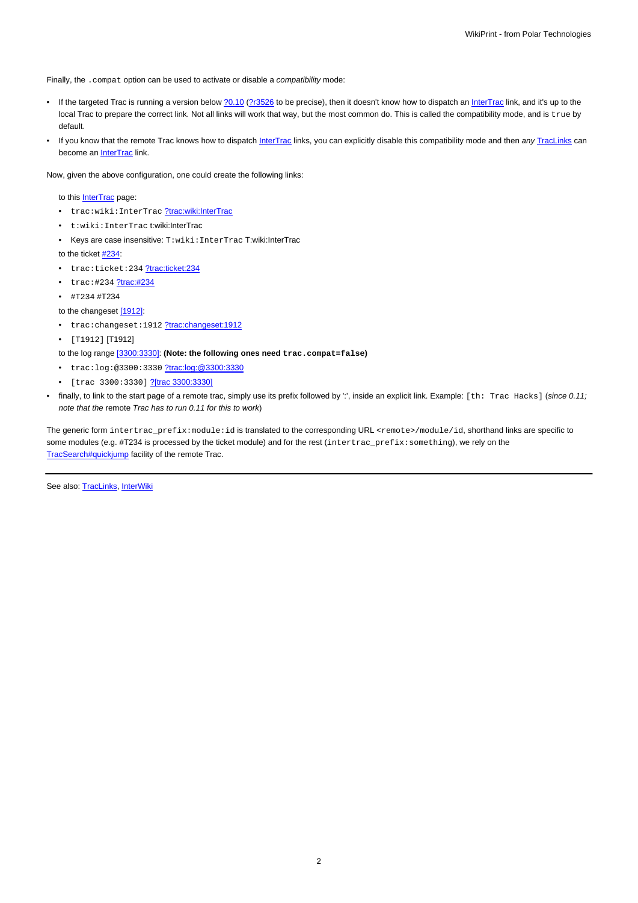Finally, the `.compat` option can be used to activate or disable a *compatibility* mode:

- If the targeted Trac is running a version below ?0.10 (?r3526 to be precise), then it doesn't know how to dispatch an InterTrac link, and it's up to the local Trac to prepare the correct link. Not all links will work that way, but the most common do. This is called the compatibility mode, and is `true` by default.
- If you know that the remote Trac knows how to dispatch InterTrac links, you can explicitly disable this compatibility mode and then *any* TracLinks can become an InterTrac link.

Now, given the above configuration, one could create the following links:

- to this InterTrac page:
  - `trac:wiki:InterTrac` ?trac:wiki:InterTrac
  - `t:wiki:InterTrac` t:wiki:InterTrac
  - Keys are case insensitive: `T:wiki:InterTrac` T:wiki:InterTrac
- to the ticket #234:
  - `trac:ticket:234` ?trac:ticket:234
  - `trac:#234` ?trac:#234
  - `#T234` #T234
- to the changeset [1912]:
  - `trac:changeset:1912` ?trac:changeset:1912
  - `[T1912]` [T1912]
- to the log range [3300:3330]: **(Note: the following ones need `trac.compat=false`)**
  - `trac:log:@3300:3330` ?trac:log:@3300:3330
  - `[trac 3300:3330]` ?[trac 3300:3330]
- finally, to link to the start page of a remote trac, simply use its prefix followed by ':', inside an explicit link. Example: `[th: Trac Hacks]` (*since 0.11; note that the* remote *Trac has to run 0.11 for this to work*)

The generic form `intertrac_prefix:module:id` is translated to the corresponding URL `<remote>/module/id`, shorthand links are specific to some modules (e.g. #T234 is processed by the ticket module) and for the rest (`intertrac_prefix:something`), we rely on the TracSearch#quickjump facility of the remote Trac.

---

See also: TracLinks, InterWiki